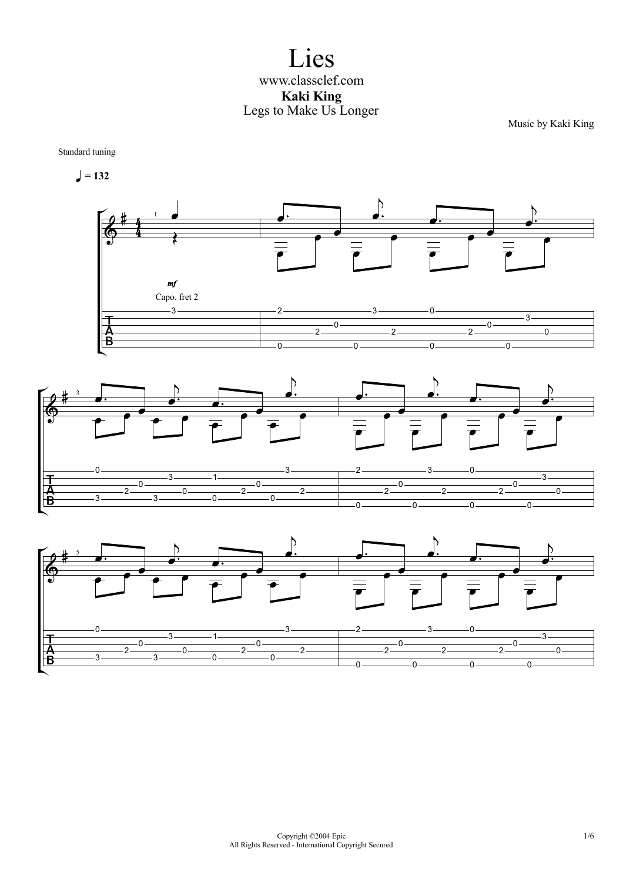# Lies

www.classclef.com

**Kaki King**

Legs to Make Us Longer

Music by Kaki King

Standard tuning

♩ = 132

*mf*

Capo. fret 2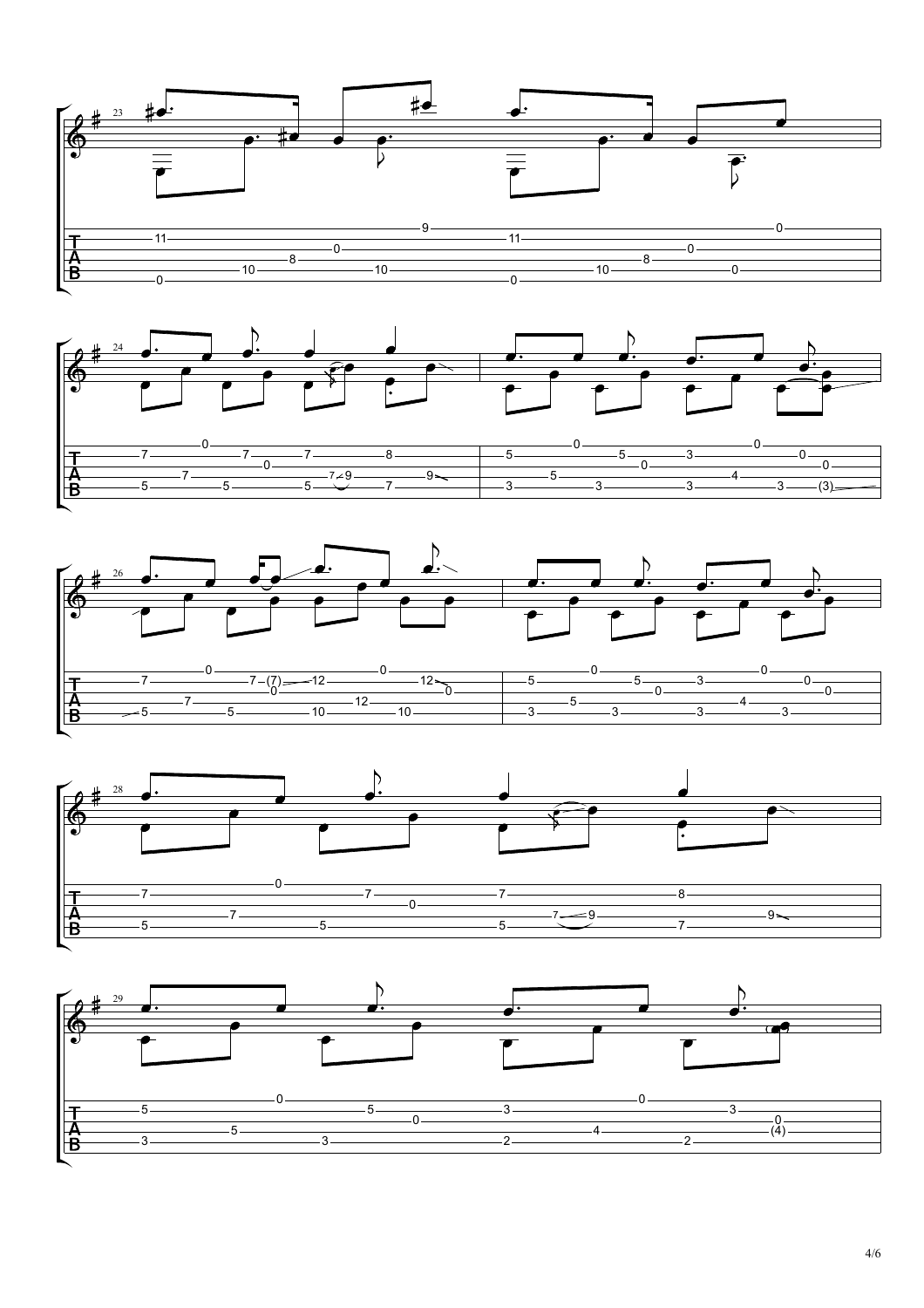```
23
e|------------------------------9-----------------------------------------0----|
B|--11----------------------------------11---------------------------------------|
G|------------------------0---------------------------------------0-------------|
D|--------------------8-----------------------------------8---------------------|
A|--------------10------------10-----------------10----------------0------------|
E|--0-----------------------------------0----------------------------------------|
```

```
24                                                  25
e|----------0---------------------------------|-----------0-----------------0-----------|
B|--7-------------7--------7---------8--------|--5--------------5-----3-----------0-----|
G|------------------0-------------------------|-------------------0-----------------0---|
D|--------7----------------7~9---------9\-----|---------5-----------------4-------------|
A|--5----------5-------5--------7-------------|--3----------3---------3-------3---(3)---|
```

```
26                                                  27
e|----------0-----------------------0---------|-----------0-----------------0-----------|
B|--7------------7-(7)-12-----------12\-------|--5--------------5-----3-----------0-----|
G|-----------------0---------------------0----|-------------------0-----------------0---|
D|--------7----------------------12-----------|---------5-----------------4-------------|
A|-/5----------5-------10-----10--------------|--3----------3---------3-------3---------|
```

```
28
e|---------------0-------------------------------------------------|
B|--7---------------------7-----------7---------------8------------|
G|------------------------------0----------------------------------|
D|-----------7-----------------------------7~9---------------9\----|
A|--5------------------5--------------5---------------7------------|
```

```
29
e|------------------0--------------------------0--------------------|
B|--5---------------------5---------3--------------------3----------|
G|----------------------------0------------------------------0------|
D|-----------5-----------------------------------4------------(4)----|
A|--3-------------------3-----------2-------------------2-----------|
```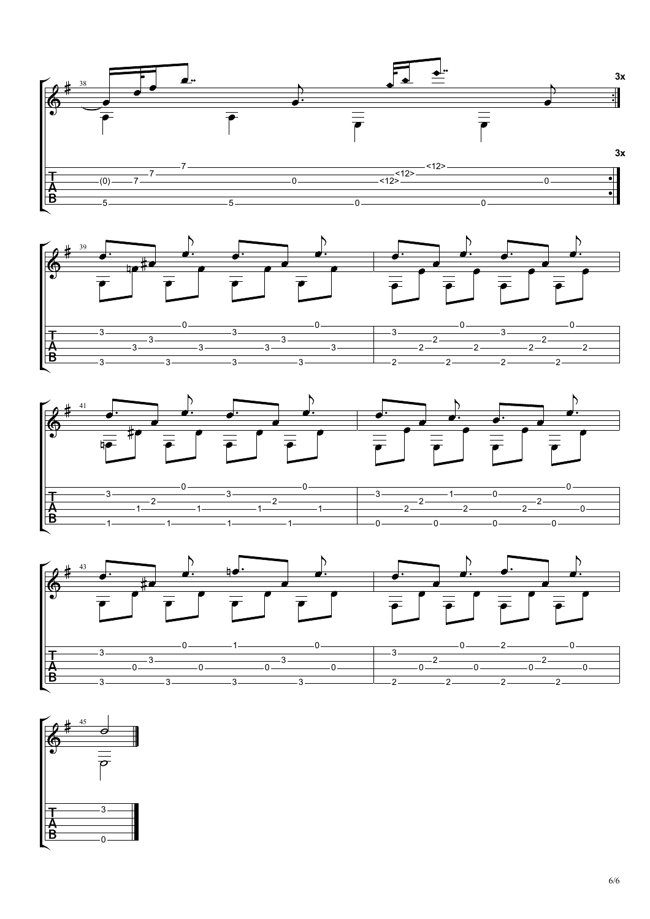3x